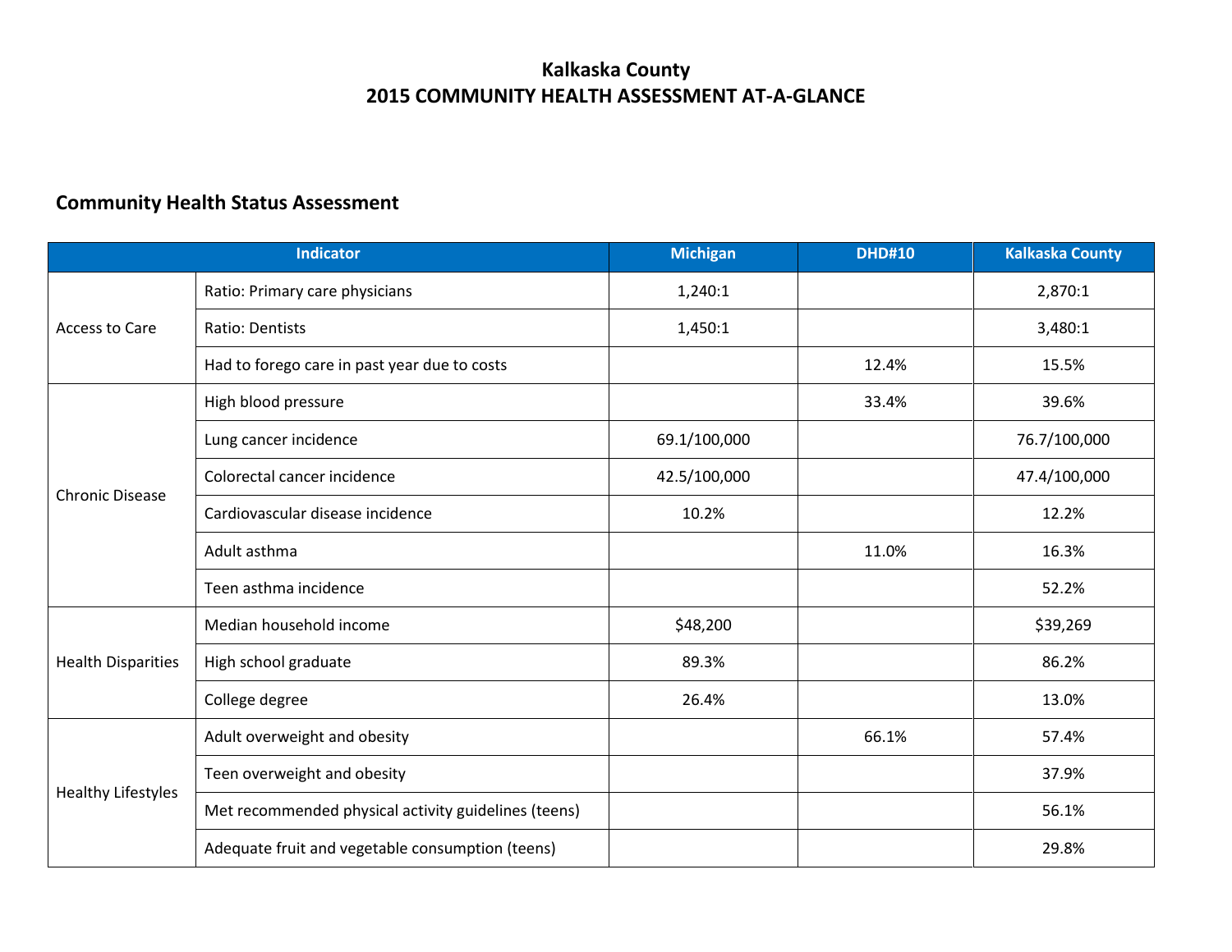# Kalkaska County
# 2015 COMMUNITY HEALTH ASSESSMENT AT-A-GLANCE

## Community Health Status Assessment

| Indicator | | Michigan | DHD#10 | Kalkaska County |
|---|---|---|---|---|
| Access to Care | Ratio: Primary care physicians | 1,240:1 | | 2,870:1 |
| | Ratio: Dentists | 1,450:1 | | 3,480:1 |
| | Had to forego care in past year due to costs | | 12.4% | 15.5% |
| Chronic Disease | High blood pressure | | 33.4% | 39.6% |
| | Lung cancer incidence | 69.1/100,000 | | 76.7/100,000 |
| | Colorectal cancer incidence | 42.5/100,000 | | 47.4/100,000 |
| | Cardiovascular disease incidence | 10.2% | | 12.2% |
| | Adult asthma | | 11.0% | 16.3% |
| | Teen asthma incidence | | | 52.2% |
| Health Disparities | Median household income | $48,200 | | $39,269 |
| | High school graduate | 89.3% | | 86.2% |
| | College degree | 26.4% | | 13.0% |
| Healthy Lifestyles | Adult overweight and obesity | | 66.1% | 57.4% |
| | Teen overweight and obesity | | | 37.9% |
| | Met recommended physical activity guidelines (teens) | | | 56.1% |
| | Adequate fruit and vegetable consumption (teens) | | | 29.8% |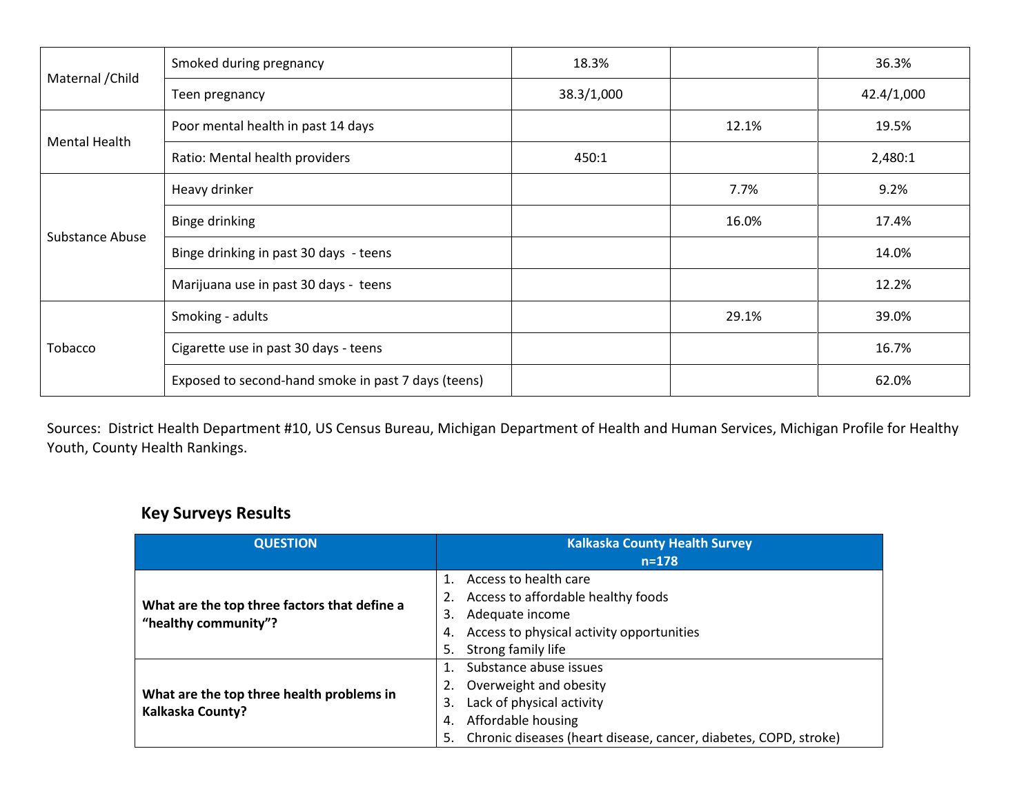| | | | | |
|---|---|---|---|---|
| Maternal /Child | Smoked during pregnancy | 18.3% | | 36.3% |
| | Teen pregnancy | 38.3/1,000 | | 42.4/1,000 |
| Mental Health | Poor mental health in past 14 days | | 12.1% | 19.5% |
| | Ratio: Mental health providers | 450:1 | | 2,480:1 |
| Substance Abuse | Heavy drinker | | 7.7% | 9.2% |
| | Binge drinking | | 16.0% | 17.4% |
| | Binge drinking in past 30 days - teens | | | 14.0% |
| | Marijuana use in past 30 days - teens | | | 12.2% |
| Tobacco | Smoking - adults | | 29.1% | 39.0% |
| | Cigarette use in past 30 days - teens | | | 16.7% |
| | Exposed to second-hand smoke in past 7 days (teens) | | | 62.0% |

Sources: District Health Department #10, US Census Bureau, Michigan Department of Health and Human Services, Michigan Profile for Healthy Youth, County Health Rankings.

## Key Surveys Results

| QUESTION | Kalkaska County Health Survey n=178 |
|---|---|
| **What are the top three factors that define a "healthy community"?** | 1. Access to health care<br>2. Access to affordable healthy foods<br>3. Adequate income<br>4. Access to physical activity opportunities<br>5. Strong family life |
| **What are the top three health problems in Kalkaska County?** | 1. Substance abuse issues<br>2. Overweight and obesity<br>3. Lack of physical activity<br>4. Affordable housing<br>5. Chronic diseases (heart disease, cancer, diabetes, COPD, stroke) |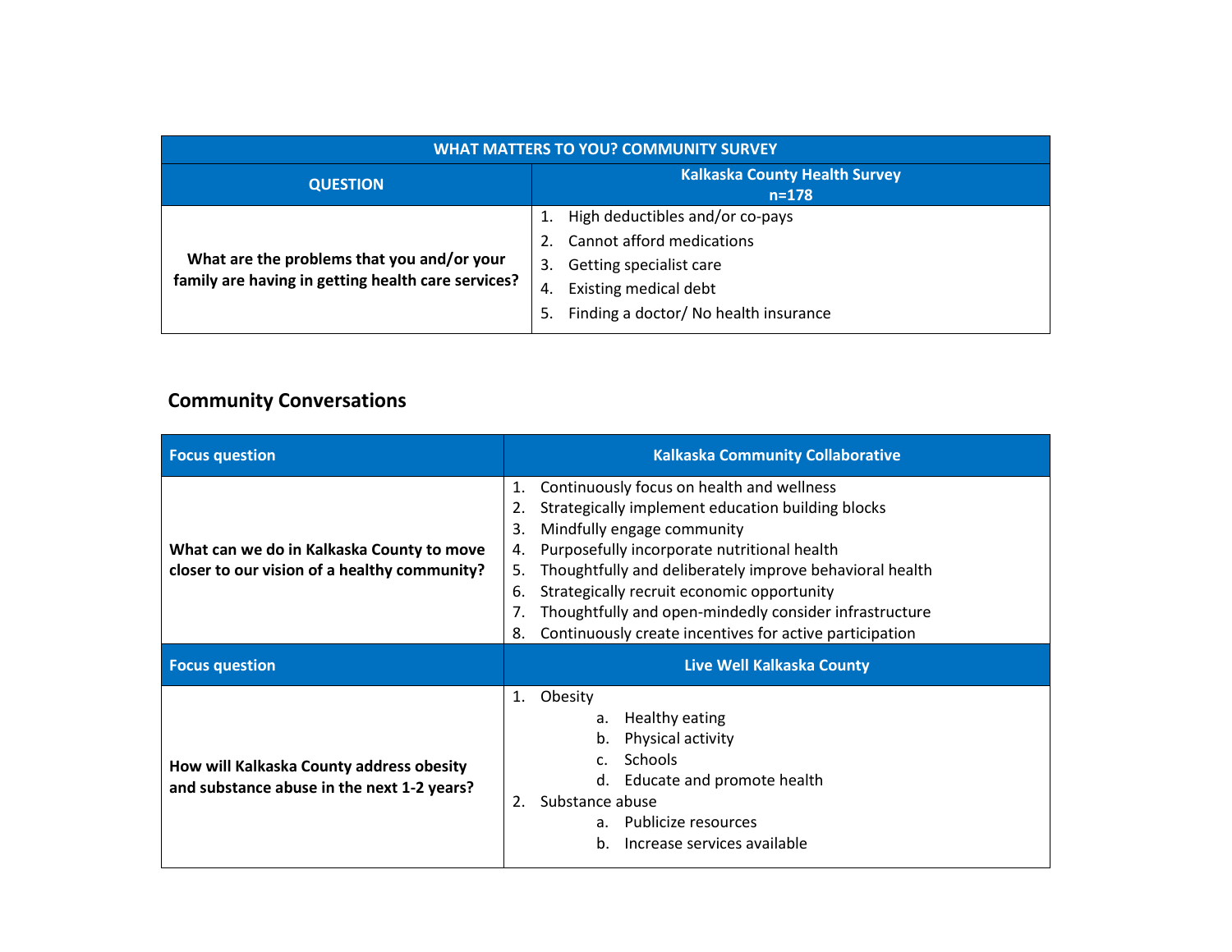| WHAT MATTERS TO YOU? COMMUNITY SURVEY | |
|---|---|
| **QUESTION** | **Kalkaska County Health Survey n=178** |
| **What are the problems that you and/or your family are having in getting health care services?** | 1. High deductibles and/or co-pays<br>2. Cannot afford medications<br>3. Getting specialist care<br>4. Existing medical debt<br>5. Finding a doctor/ No health insurance |

## Community Conversations

| Focus question | Kalkaska Community Collaborative |
|---|---|
| **What can we do in Kalkaska County to move closer to our vision of a healthy community?** | 1. Continuously focus on health and wellness<br>2. Strategically implement education building blocks<br>3. Mindfully engage community<br>4. Purposefully incorporate nutritional health<br>5. Thoughtfully and deliberately improve behavioral health<br>6. Strategically recruit economic opportunity<br>7. Thoughtfully and open-mindedly consider infrastructure<br>8. Continuously create incentives for active participation |
| **Focus question** | **Live Well Kalkaska County** |
| **How will Kalkaska County address obesity and substance abuse in the next 1-2 years?** | 1. Obesity<br>a. Healthy eating<br>b. Physical activity<br>c. Schools<br>d. Educate and promote health<br>2. Substance abuse<br>a. Publicize resources<br>b. Increase services available |